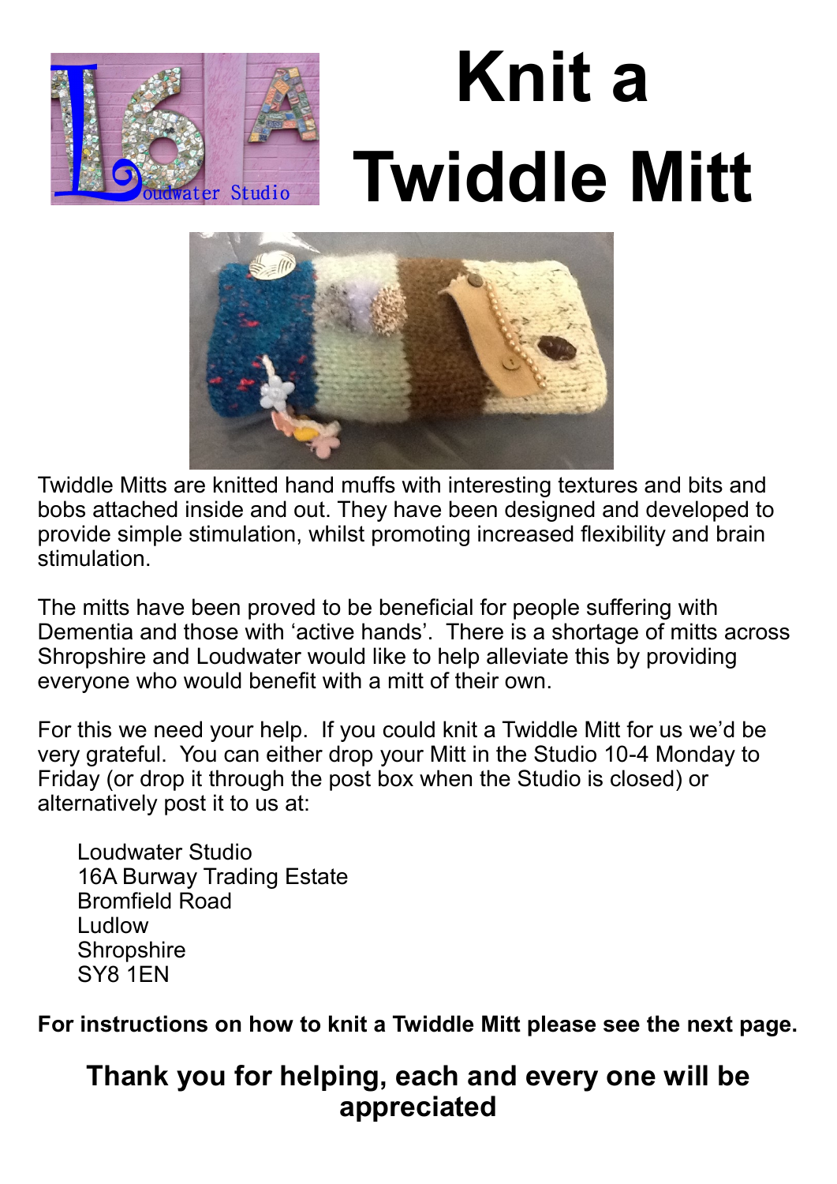# Knit a Twiddle Mitt

Twiddle Mitts are knitted hand muffs with interesting textures and bits and bobs attached inside and out. They have been designed and developed to provide simple stimulation, whilst promoting increased flexibility and brain stimulation.

The mitts have been proved to be beneficial for people suffering with Dementia and those with 'active hands'. There is a shortage of mitts across Shropshire and Loudwater would like to help alleviate this by providing everyone who would benefit with a mitt of their own.

For this we need your help. If you could knit a Twiddle Mitt for us we'd be very grateful. You can either drop your Mitt in the Studio 10-4 Monday to Friday (or drop it through the post box when the Studio is closed) or alternatively post it to us at:

Loudwater Studio
16A Burway Trading Estate
Bromfield Road
Ludlow
Shropshire
SY8 1EN

**For instructions on how to knit a Twiddle Mitt please see the next page.**

## Thank you for helping, each and every one will be appreciated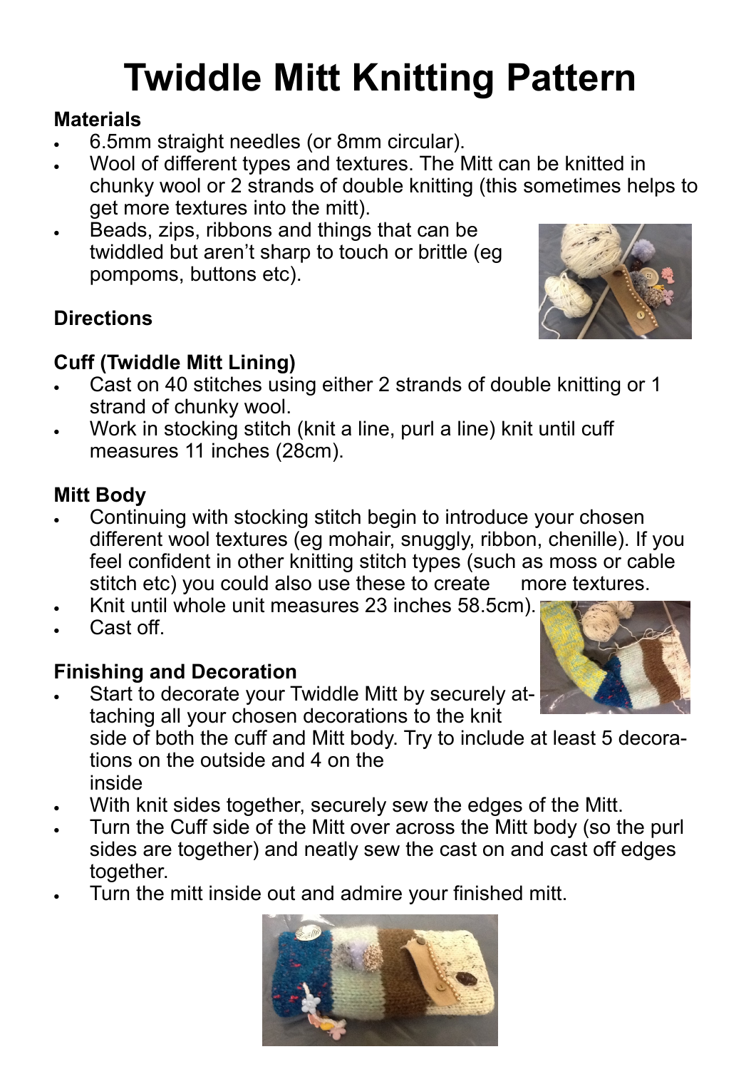# Twiddle Mitt Knitting Pattern

**Materials**

- 6.5mm straight needles (or 8mm circular).
- Wool of different types and textures. The Mitt can be knitted in chunky wool or 2 strands of double knitting (this sometimes helps to get more textures into the mitt).
- Beads, zips, ribbons and things that can be twiddled but aren't sharp to touch or brittle (eg pompoms, buttons etc).

**Directions**

**Cuff (Twiddle Mitt Lining)**

- Cast on 40 stitches using either 2 strands of double knitting or 1 strand of chunky wool.
- Work in stocking stitch (knit a line, purl a line) knit until cuff measures 11 inches (28cm).

**Mitt Body**

- Continuing with stocking stitch begin to introduce your chosen different wool textures (eg mohair, snuggly, ribbon, chenille). If you feel confident in other knitting stitch types (such as moss or cable stitch etc) you could also use these to create more textures.
- Knit until whole unit measures 23 inches 58.5cm).
- Cast off.

**Finishing and Decoration**

- Start to decorate your Twiddle Mitt by securely attaching all your chosen decorations to the knit side of both the cuff and Mitt body. Try to include at least 5 decorations on the outside and 4 on the inside
- With knit sides together, securely sew the edges of the Mitt.
- Turn the Cuff side of the Mitt over across the Mitt body (so the purl sides are together) and neatly sew the cast on and cast off edges together.
- Turn the mitt inside out and admire your finished mitt.